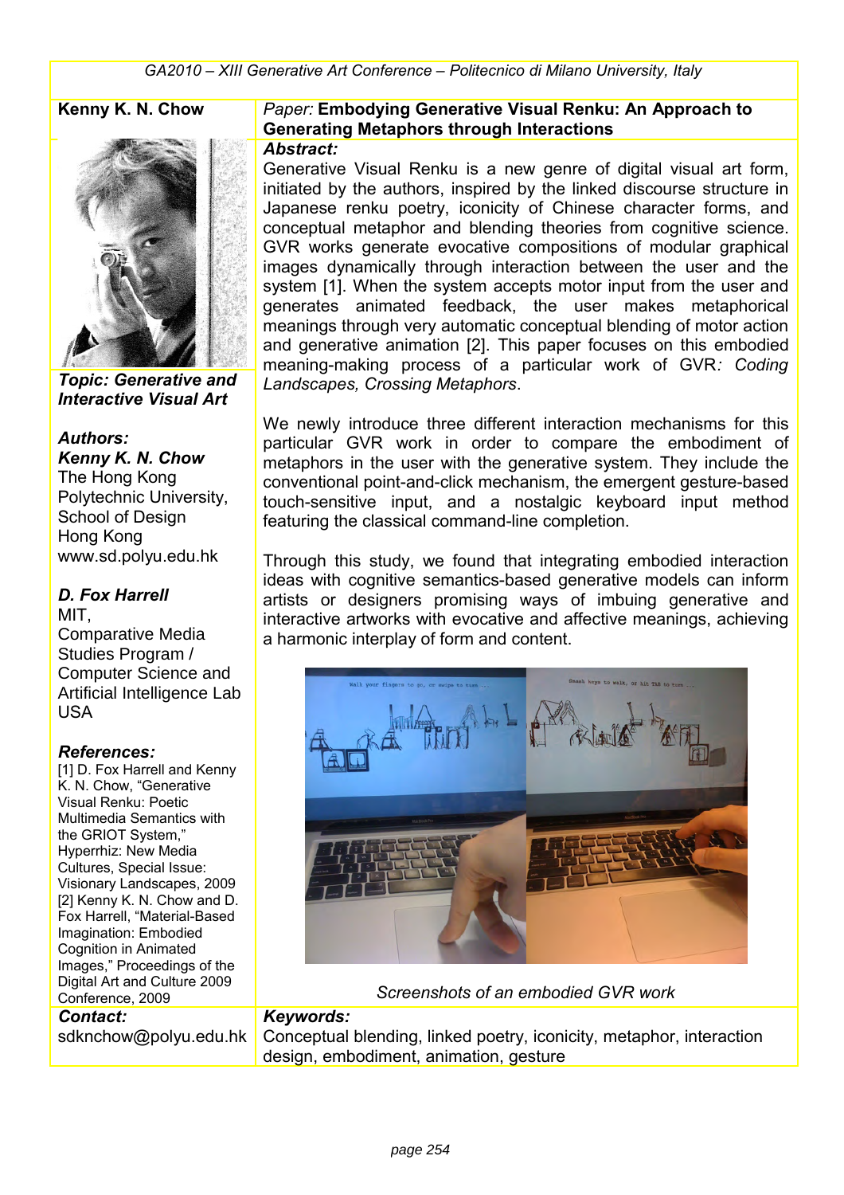**Kenny K. N. Chow**

***Topic: Generative and Interactive Visual Art***

***Authors:***

***Kenny K. N. Chow***
The Hong Kong Polytechnic University, School of Design
Hong Kong
www.sd.polyu.edu.hk

***D. Fox Harrell***
MIT,
Comparative Media Studies Program / Computer Science and Artificial Intelligence Lab
USA

***References:***

[1] D. Fox Harrell and Kenny K. N. Chow, "Generative Visual Renku: Poetic Multimedia Semantics with the GRIOT System," Hyperrhiz: New Media Cultures, Special Issue: Visionary Landscapes, 2009

[2] Kenny K. N. Chow and D. Fox Harrell, "Material-Based Imagination: Embodied Cognition in Animated Images," Proceedings of the Digital Art and Culture 2009 Conference, 2009

***Contact:***
sdknchow@polyu.edu.hk

# *Paper:* Embodying Generative Visual Renku: An Approach to Generating Metaphors through Interactions

***Abstract:***

Generative Visual Renku is a new genre of digital visual art form, initiated by the authors, inspired by the linked discourse structure in Japanese renku poetry, iconicity of Chinese character forms, and conceptual metaphor and blending theories from cognitive science. GVR works generate evocative compositions of modular graphical images dynamically through interaction between the user and the system [1]. When the system accepts motor input from the user and generates animated feedback, the user makes metaphorical meanings through very automatic conceptual blending of motor action and generative animation [2]. This paper focuses on this embodied meaning-making process of a particular work of GVR*: Coding Landscapes, Crossing Metaphors*.

We newly introduce three different interaction mechanisms for this particular GVR work in order to compare the embodiment of metaphors in the user with the generative system. They include the conventional point-and-click mechanism, the emergent gesture-based touch-sensitive input, and a nostalgic keyboard input method featuring the classical command-line completion.

Through this study, we found that integrating embodied interaction ideas with cognitive semantics-based generative models can inform artists or designers promising ways of imbuing generative and interactive artworks with evocative and affective meanings, achieving a harmonic interplay of form and content.

*Screenshots of an embodied GVR work*

***Keywords:***
Conceptual blending, linked poetry, iconicity, metaphor, interaction design, embodiment, animation, gesture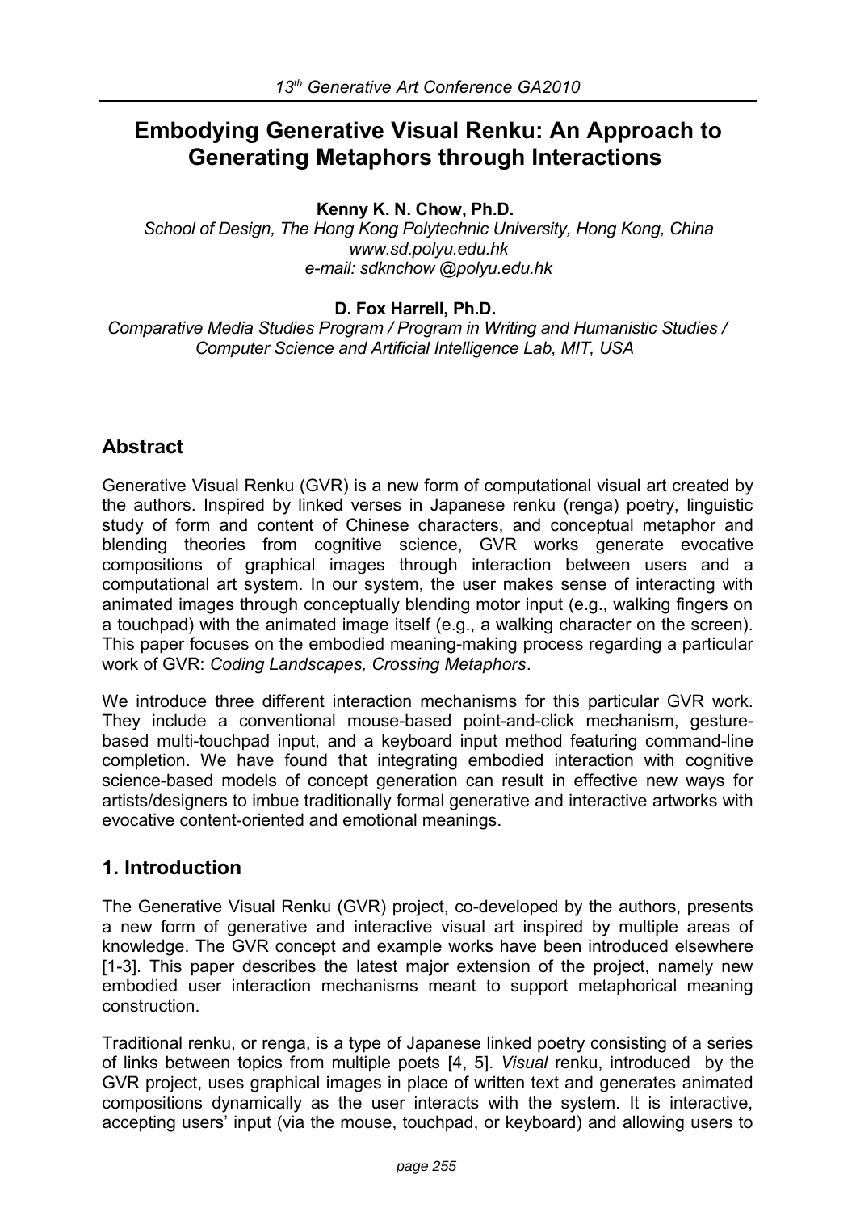# Embodying Generative Visual Renku: An Approach to Generating Metaphors through Interactions

**Kenny K. N. Chow, Ph.D.**

*School of Design, The Hong Kong Polytechnic University, Hong Kong, China*
*www.sd.polyu.edu.hk*
*e-mail: sdknchow @polyu.edu.hk*

**D. Fox Harrell, Ph.D.**

*Comparative Media Studies Program / Program in Writing and Humanistic Studies / Computer Science and Artificial Intelligence Lab, MIT, USA*

## Abstract

Generative Visual Renku (GVR) is a new form of computational visual art created by the authors. Inspired by linked verses in Japanese renku (renga) poetry, linguistic study of form and content of Chinese characters, and conceptual metaphor and blending theories from cognitive science, GVR works generate evocative compositions of graphical images through interaction between users and a computational art system. In our system, the user makes sense of interacting with animated images through conceptually blending motor input (e.g., walking fingers on a touchpad) with the animated image itself (e.g., a walking character on the screen). This paper focuses on the embodied meaning-making process regarding a particular work of GVR: *Coding Landscapes, Crossing Metaphors*.

We introduce three different interaction mechanisms for this particular GVR work. They include a conventional mouse-based point-and-click mechanism, gesture-based multi-touchpad input, and a keyboard input method featuring command-line completion. We have found that integrating embodied interaction with cognitive science-based models of concept generation can result in effective new ways for artists/designers to imbue traditionally formal generative and interactive artworks with evocative content-oriented and emotional meanings.

## 1. Introduction

The Generative Visual Renku (GVR) project, co-developed by the authors, presents a new form of generative and interactive visual art inspired by multiple areas of knowledge. The GVR concept and example works have been introduced elsewhere [1-3]. This paper describes the latest major extension of the project, namely new embodied user interaction mechanisms meant to support metaphorical meaning construction.

Traditional renku, or renga, is a type of Japanese linked poetry consisting of a series of links between topics from multiple poets [4, 5]. *Visual* renku, introduced by the GVR project, uses graphical images in place of written text and generates animated compositions dynamically as the user interacts with the system. It is interactive, accepting users' input (via the mouse, touchpad, or keyboard) and allowing users to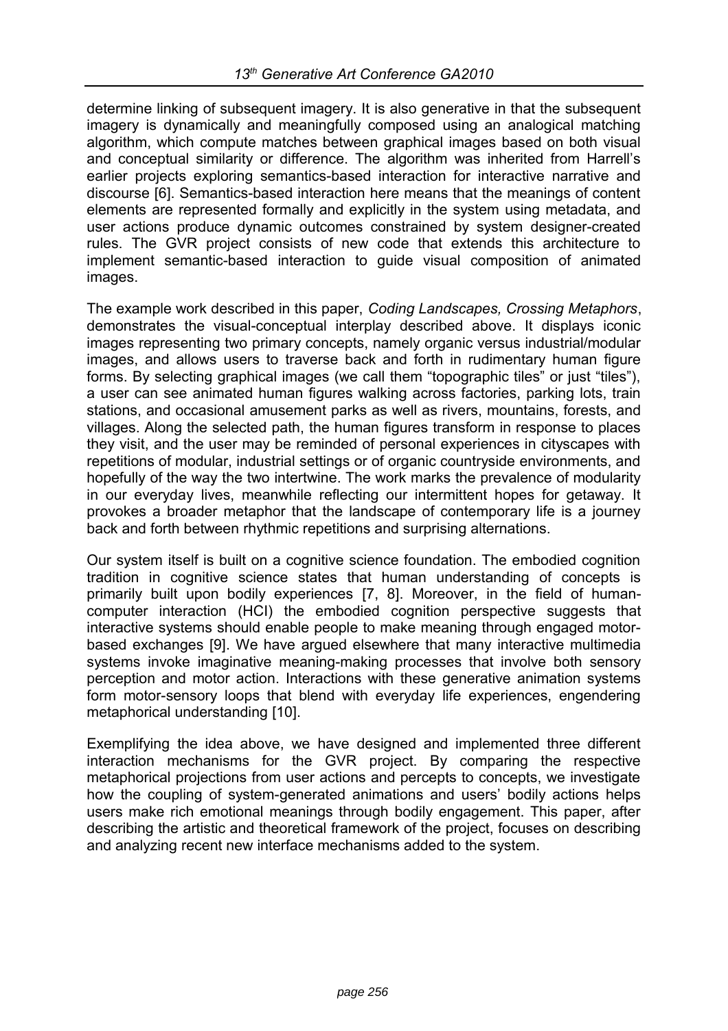determine linking of subsequent imagery. It is also generative in that the subsequent imagery is dynamically and meaningfully composed using an analogical matching algorithm, which compute matches between graphical images based on both visual and conceptual similarity or difference. The algorithm was inherited from Harrell's earlier projects exploring semantics-based interaction for interactive narrative and discourse [6]. Semantics-based interaction here means that the meanings of content elements are represented formally and explicitly in the system using metadata, and user actions produce dynamic outcomes constrained by system designer-created rules. The GVR project consists of new code that extends this architecture to implement semantic-based interaction to guide visual composition of animated images.

The example work described in this paper, *Coding Landscapes, Crossing Metaphors*, demonstrates the visual-conceptual interplay described above. It displays iconic images representing two primary concepts, namely organic versus industrial/modular images, and allows users to traverse back and forth in rudimentary human figure forms. By selecting graphical images (we call them "topographic tiles" or just "tiles"), a user can see animated human figures walking across factories, parking lots, train stations, and occasional amusement parks as well as rivers, mountains, forests, and villages. Along the selected path, the human figures transform in response to places they visit, and the user may be reminded of personal experiences in cityscapes with repetitions of modular, industrial settings or of organic countryside environments, and hopefully of the way the two intertwine. The work marks the prevalence of modularity in our everyday lives, meanwhile reflecting our intermittent hopes for getaway. It provokes a broader metaphor that the landscape of contemporary life is a journey back and forth between rhythmic repetitions and surprising alternations.

Our system itself is built on a cognitive science foundation. The embodied cognition tradition in cognitive science states that human understanding of concepts is primarily built upon bodily experiences [7, 8]. Moreover, in the field of human-computer interaction (HCI) the embodied cognition perspective suggests that interactive systems should enable people to make meaning through engaged motor-based exchanges [9]. We have argued elsewhere that many interactive multimedia systems invoke imaginative meaning-making processes that involve both sensory perception and motor action. Interactions with these generative animation systems form motor-sensory loops that blend with everyday life experiences, engendering metaphorical understanding [10].

Exemplifying the idea above, we have designed and implemented three different interaction mechanisms for the GVR project. By comparing the respective metaphorical projections from user actions and percepts to concepts, we investigate how the coupling of system-generated animations and users' bodily actions helps users make rich emotional meanings through bodily engagement. This paper, after describing the artistic and theoretical framework of the project, focuses on describing and analyzing recent new interface mechanisms added to the system.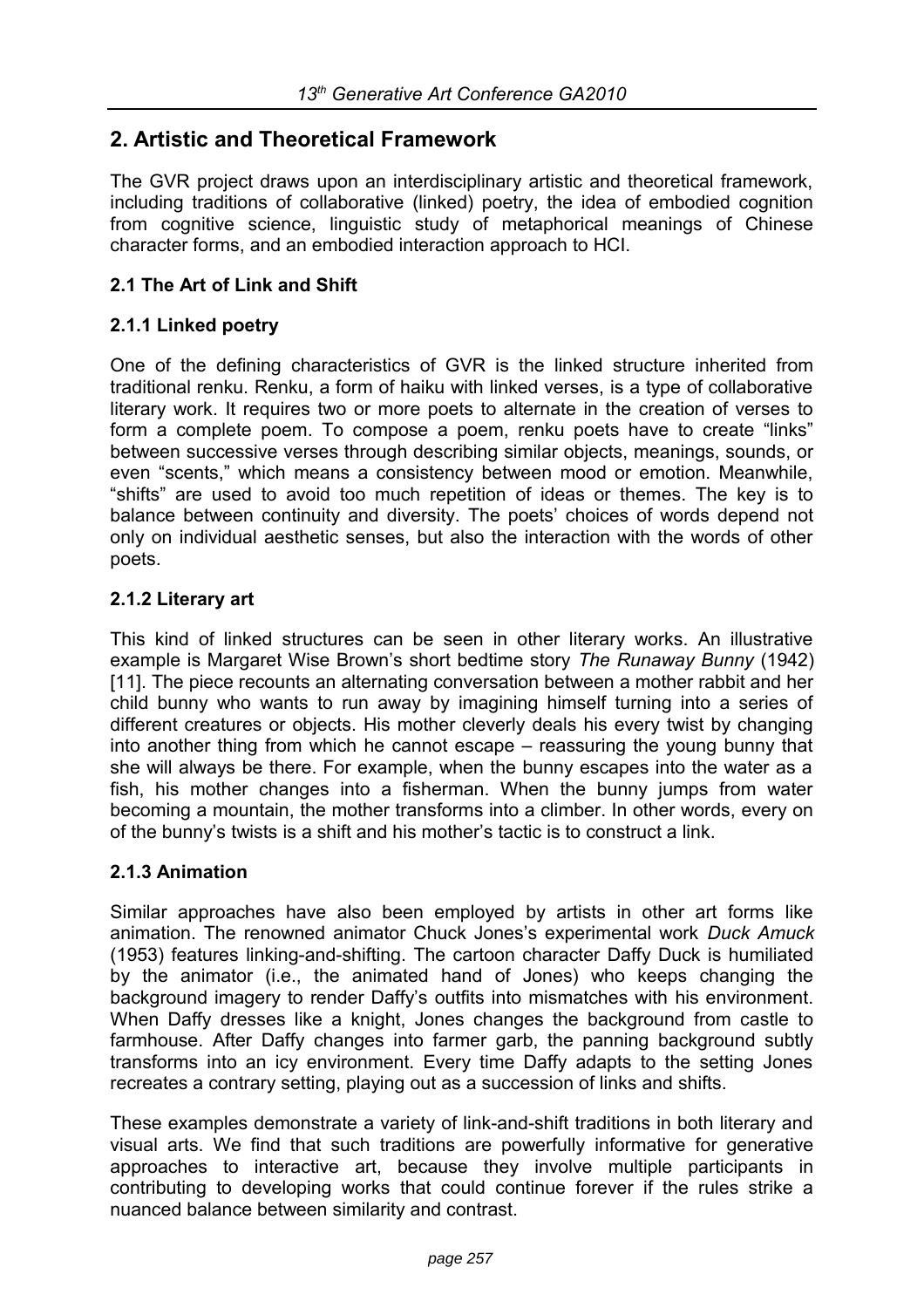## 2. Artistic and Theoretical Framework

The GVR project draws upon an interdisciplinary artistic and theoretical framework, including traditions of collaborative (linked) poetry, the idea of embodied cognition from cognitive science, linguistic study of metaphorical meanings of Chinese character forms, and an embodied interaction approach to HCI.

### 2.1 The Art of Link and Shift

#### 2.1.1 Linked poetry

One of the defining characteristics of GVR is the linked structure inherited from traditional renku. Renku, a form of haiku with linked verses, is a type of collaborative literary work. It requires two or more poets to alternate in the creation of verses to form a complete poem. To compose a poem, renku poets have to create "links" between successive verses through describing similar objects, meanings, sounds, or even "scents," which means a consistency between mood or emotion. Meanwhile, "shifts" are used to avoid too much repetition of ideas or themes. The key is to balance between continuity and diversity. The poets' choices of words depend not only on individual aesthetic senses, but also the interaction with the words of other poets.

#### 2.1.2 Literary art

This kind of linked structures can be seen in other literary works. An illustrative example is Margaret Wise Brown's short bedtime story *The Runaway Bunny* (1942) [11]. The piece recounts an alternating conversation between a mother rabbit and her child bunny who wants to run away by imagining himself turning into a series of different creatures or objects. His mother cleverly deals his every twist by changing into another thing from which he cannot escape – reassuring the young bunny that she will always be there. For example, when the bunny escapes into the water as a fish, his mother changes into a fisherman. When the bunny jumps from water becoming a mountain, the mother transforms into a climber. In other words, every on of the bunny's twists is a shift and his mother's tactic is to construct a link.

#### 2.1.3 Animation

Similar approaches have also been employed by artists in other art forms like animation. The renowned animator Chuck Jones's experimental work *Duck Amuck* (1953) features linking-and-shifting. The cartoon character Daffy Duck is humiliated by the animator (i.e., the animated hand of Jones) who keeps changing the background imagery to render Daffy's outfits into mismatches with his environment. When Daffy dresses like a knight, Jones changes the background from castle to farmhouse. After Daffy changes into farmer garb, the panning background subtly transforms into an icy environment. Every time Daffy adapts to the setting Jones recreates a contrary setting, playing out as a succession of links and shifts.

These examples demonstrate a variety of link-and-shift traditions in both literary and visual arts. We find that such traditions are powerfully informative for generative approaches to interactive art, because they involve multiple participants in contributing to developing works that could continue forever if the rules strike a nuanced balance between similarity and contrast.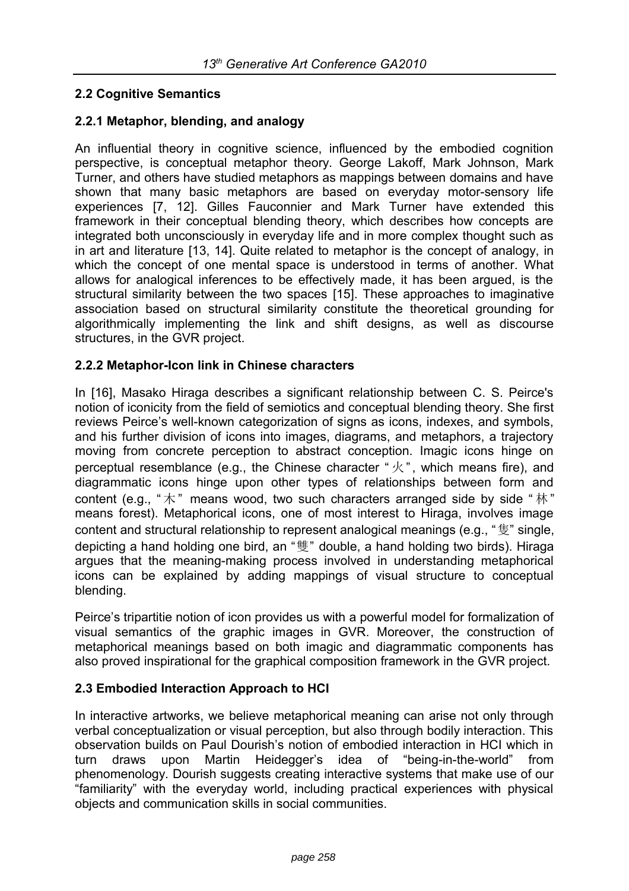## 2.2 Cognitive Semantics

### 2.2.1 Metaphor, blending, and analogy

An influential theory in cognitive science, influenced by the embodied cognition perspective, is conceptual metaphor theory. George Lakoff, Mark Johnson, Mark Turner, and others have studied metaphors as mappings between domains and have shown that many basic metaphors are based on everyday motor-sensory life experiences [7, 12]. Gilles Fauconnier and Mark Turner have extended this framework in their conceptual blending theory, which describes how concepts are integrated both unconsciously in everyday life and in more complex thought such as in art and literature [13, 14]. Quite related to metaphor is the concept of analogy, in which the concept of one mental space is understood in terms of another. What allows for analogical inferences to be effectively made, it has been argued, is the structural similarity between the two spaces [15]. These approaches to imaginative association based on structural similarity constitute the theoretical grounding for algorithmically implementing the link and shift designs, as well as discourse structures, in the GVR project.

### 2.2.2 Metaphor-Icon link in Chinese characters

In [16], Masako Hiraga describes a significant relationship between C. S. Peirce's notion of iconicity from the field of semiotics and conceptual blending theory. She first reviews Peirce's well-known categorization of signs as icons, indexes, and symbols, and his further division of icons into images, diagrams, and metaphors, a trajectory moving from concrete perception to abstract conception. Imagic icons hinge on perceptual resemblance (e.g., the Chinese character "火", which means fire), and diagrammatic icons hinge upon other types of relationships between form and content (e.g., "木" means wood, two such characters arranged side by side "林" means forest). Metaphorical icons, one of most interest to Hiraga, involves image content and structural relationship to represent analogical meanings (e.g., "隻" single, depicting a hand holding one bird, an "雙" double, a hand holding two birds). Hiraga argues that the meaning-making process involved in understanding metaphorical icons can be explained by adding mappings of visual structure to conceptual blending.

Peirce's tripartitie notion of icon provides us with a powerful model for formalization of visual semantics of the graphic images in GVR. Moreover, the construction of metaphorical meanings based on both imagic and diagrammatic components has also proved inspirational for the graphical composition framework in the GVR project.

## 2.3 Embodied Interaction Approach to HCI

In interactive artworks, we believe metaphorical meaning can arise not only through verbal conceptualization or visual perception, but also through bodily interaction. This observation builds on Paul Dourish's notion of embodied interaction in HCI which in turn draws upon Martin Heidegger's idea of "being-in-the-world" from phenomenology. Dourish suggests creating interactive systems that make use of our "familiarity" with the everyday world, including practical experiences with physical objects and communication skills in social communities.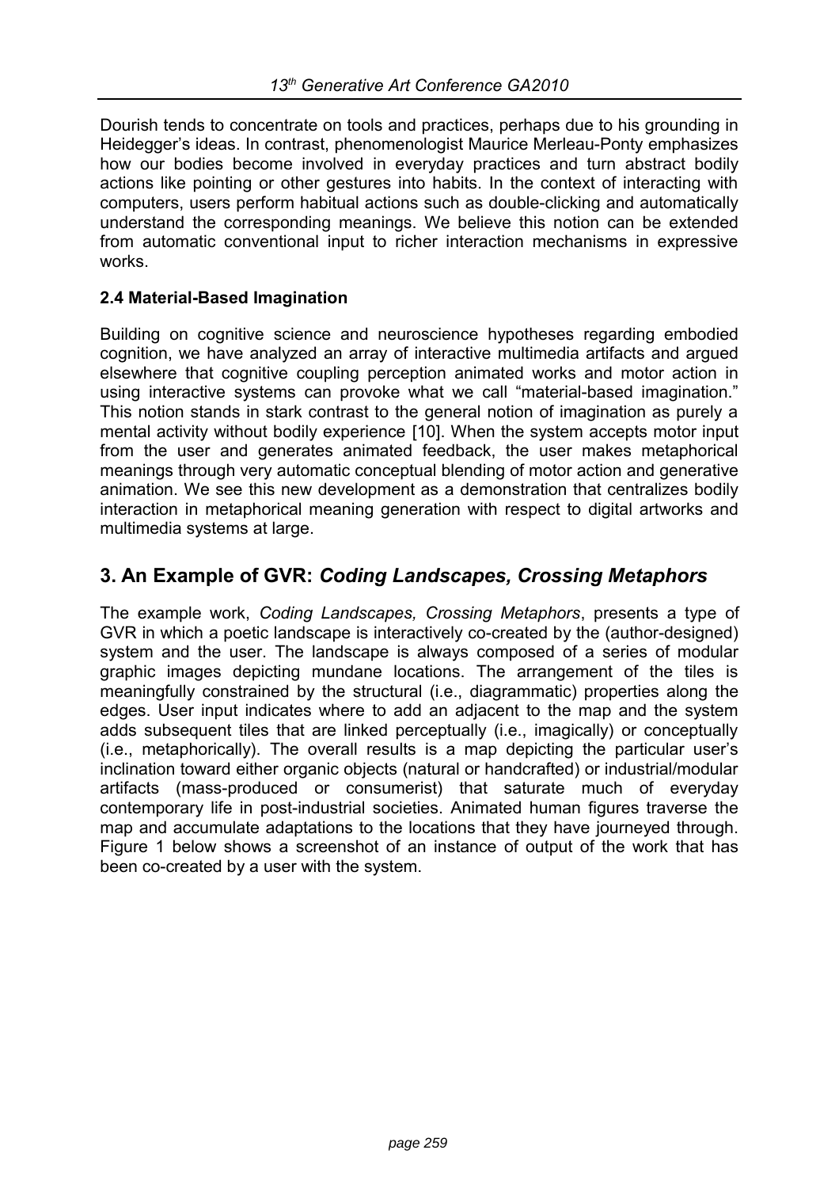Dourish tends to concentrate on tools and practices, perhaps due to his grounding in Heidegger's ideas. In contrast, phenomenologist Maurice Merleau-Ponty emphasizes how our bodies become involved in everyday practices and turn abstract bodily actions like pointing or other gestures into habits. In the context of interacting with computers, users perform habitual actions such as double-clicking and automatically understand the corresponding meanings. We believe this notion can be extended from automatic conventional input to richer interaction mechanisms in expressive works.

### 2.4 Material-Based Imagination

Building on cognitive science and neuroscience hypotheses regarding embodied cognition, we have analyzed an array of interactive multimedia artifacts and argued elsewhere that cognitive coupling perception animated works and motor action in using interactive systems can provoke what we call "material-based imagination." This notion stands in stark contrast to the general notion of imagination as purely a mental activity without bodily experience [10]. When the system accepts motor input from the user and generates animated feedback, the user makes metaphorical meanings through very automatic conceptual blending of motor action and generative animation. We see this new development as a demonstration that centralizes bodily interaction in metaphorical meaning generation with respect to digital artworks and multimedia systems at large.

## 3. An Example of GVR: *Coding Landscapes, Crossing Metaphors*

The example work, *Coding Landscapes, Crossing Metaphors*, presents a type of GVR in which a poetic landscape is interactively co-created by the (author-designed) system and the user. The landscape is always composed of a series of modular graphic images depicting mundane locations. The arrangement of the tiles is meaningfully constrained by the structural (i.e., diagrammatic) properties along the edges. User input indicates where to add an adjacent to the map and the system adds subsequent tiles that are linked perceptually (i.e., imagically) or conceptually (i.e., metaphorically). The overall results is a map depicting the particular user's inclination toward either organic objects (natural or handcrafted) or industrial/modular artifacts (mass-produced or consumerist) that saturate much of everyday contemporary life in post-industrial societies. Animated human figures traverse the map and accumulate adaptations to the locations that they have journeyed through. Figure 1 below shows a screenshot of an instance of output of the work that has been co-created by a user with the system.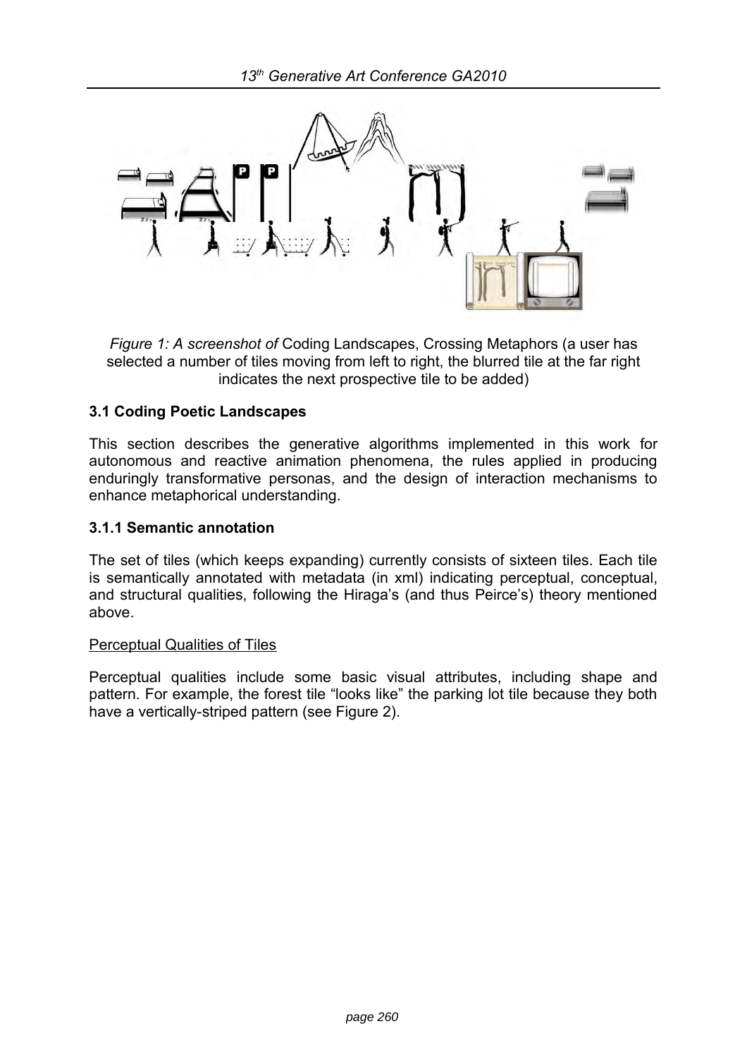*Figure 1: A screenshot of* Coding Landscapes, Crossing Metaphors (a user has selected a number of tiles moving from left to right, the blurred tile at the far right indicates the next prospective tile to be added)

### 3.1 Coding Poetic Landscapes

This section describes the generative algorithms implemented in this work for autonomous and reactive animation phenomena, the rules applied in producing enduringly transformative personas, and the design of interaction mechanisms to enhance metaphorical understanding.

#### 3.1.1 Semantic annotation

The set of tiles (which keeps expanding) currently consists of sixteen tiles. Each tile is semantically annotated with metadata (in xml) indicating perceptual, conceptual, and structural qualities, following the Hiraga's (and thus Peirce's) theory mentioned above.

<u>Perceptual Qualities of Tiles</u>

Perceptual qualities include some basic visual attributes, including shape and pattern. For example, the forest tile "looks like" the parking lot tile because they both have a vertically-striped pattern (see Figure 2).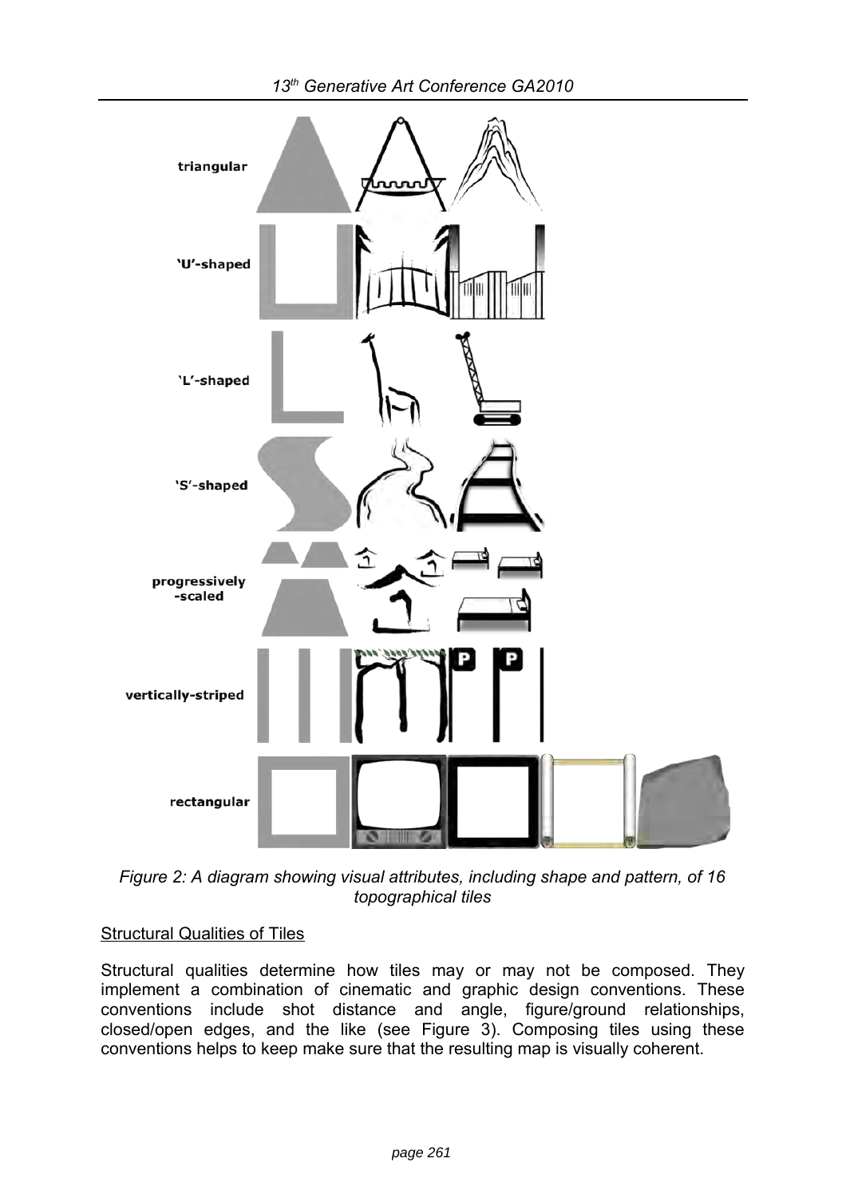*Figure 2: A diagram showing visual attributes, including shape and pattern, of 16 topographical tiles*

Structural Qualities of Tiles

Structural qualities determine how tiles may or may not be composed. They implement a combination of cinematic and graphic design conventions. These conventions include shot distance and angle, figure/ground relationships, closed/open edges, and the like (see Figure 3). Composing tiles using these conventions helps to keep make sure that the resulting map is visually coherent.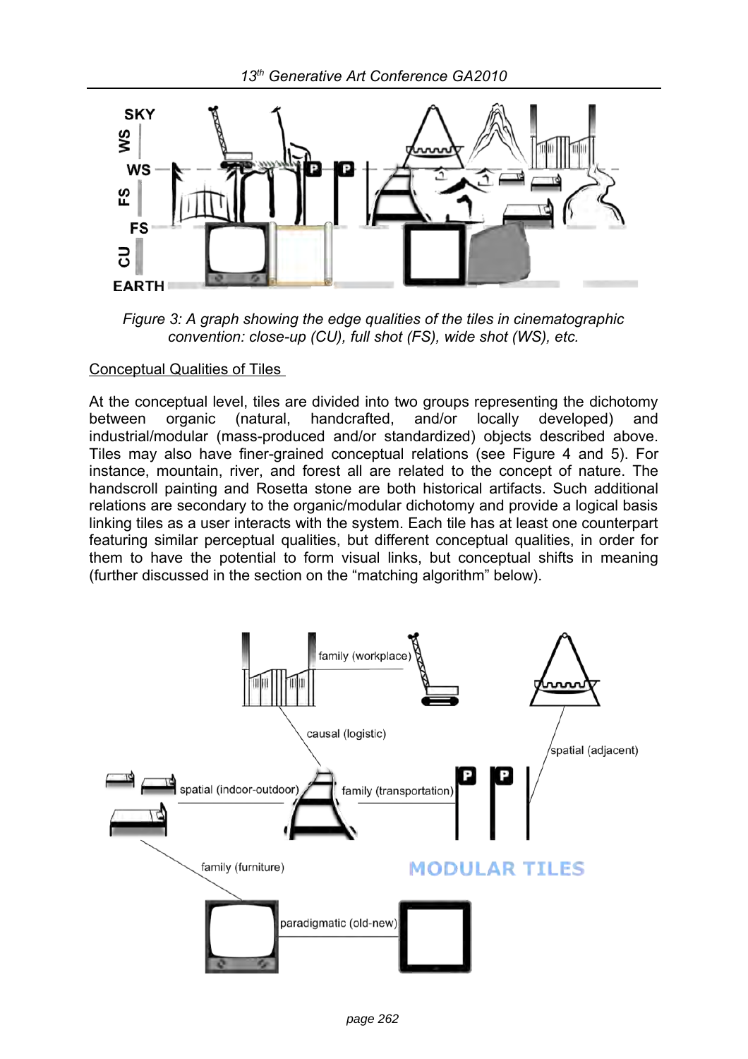Figure 3: A graph showing the edge qualities of the tiles in cinematographic convention: close-up (CU), full shot (FS), wide shot (WS), etc.

Conceptual Qualities of Tiles

At the conceptual level, tiles are divided into two groups representing the dichotomy between organic (natural, handcrafted, and/or locally developed) and industrial/modular (mass-produced and/or standardized) objects described above. Tiles may also have finer-grained conceptual relations (see Figure 4 and 5). For instance, mountain, river, and forest all are related to the concept of nature. The handscroll painting and Rosetta stone are both historical artifacts. Such additional relations are secondary to the organic/modular dichotomy and provide a logical basis linking tiles as a user interacts with the system. Each tile has at least one counterpart featuring similar perceptual qualities, but different conceptual qualities, in order for them to have the potential to form visual links, but conceptual shifts in meaning (further discussed in the section on the "matching algorithm" below).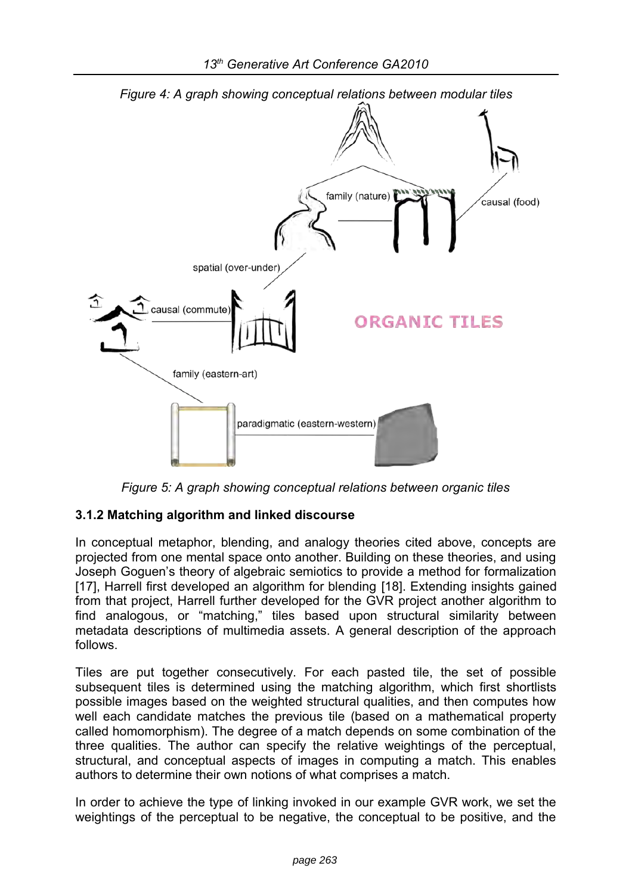*Figure 4: A graph showing conceptual relations between modular tiles*

*Figure 5: A graph showing conceptual relations between organic tiles*

### 3.1.2 Matching algorithm and linked discourse

In conceptual metaphor, blending, and analogy theories cited above, concepts are projected from one mental space onto another. Building on these theories, and using Joseph Goguen's theory of algebraic semiotics to provide a method for formalization [17], Harrell first developed an algorithm for blending [18]. Extending insights gained from that project, Harrell further developed for the GVR project another algorithm to find analogous, or "matching," tiles based upon structural similarity between metadata descriptions of multimedia assets. A general description of the approach follows.

Tiles are put together consecutively. For each pasted tile, the set of possible subsequent tiles is determined using the matching algorithm, which first shortlists possible images based on the weighted structural qualities, and then computes how well each candidate matches the previous tile (based on a mathematical property called homomorphism). The degree of a match depends on some combination of the three qualities. The author can specify the relative weightings of the perceptual, structural, and conceptual aspects of images in computing a match. This enables authors to determine their own notions of what comprises a match.

In order to achieve the type of linking invoked in our example GVR work, we set the weightings of the perceptual to be negative, the conceptual to be positive, and the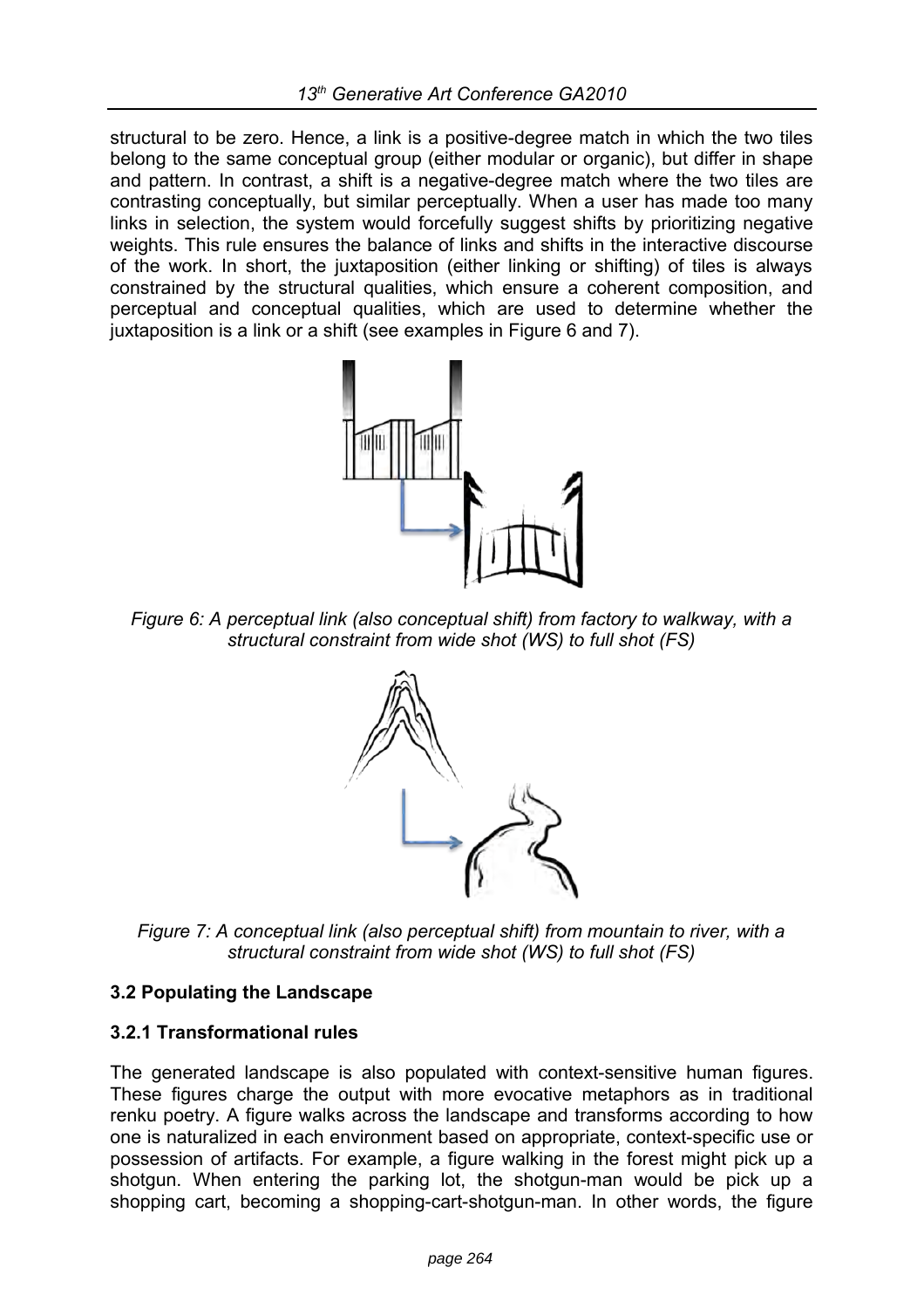structural to be zero. Hence, a link is a positive-degree match in which the two tiles belong to the same conceptual group (either modular or organic), but differ in shape and pattern. In contrast, a shift is a negative-degree match where the two tiles are contrasting conceptually, but similar perceptually. When a user has made too many links in selection, the system would forcefully suggest shifts by prioritizing negative weights. This rule ensures the balance of links and shifts in the interactive discourse of the work. In short, the juxtaposition (either linking or shifting) of tiles is always constrained by the structural qualities, which ensure a coherent composition, and perceptual and conceptual qualities, which are used to determine whether the juxtaposition is a link or a shift (see examples in Figure 6 and 7).

*Figure 6: A perceptual link (also conceptual shift) from factory to walkway, with a structural constraint from wide shot (WS) to full shot (FS)*

*Figure 7: A conceptual link (also perceptual shift) from mountain to river, with a structural constraint from wide shot (WS) to full shot (FS)*

### 3.2 Populating the Landscape

#### 3.2.1 Transformational rules

The generated landscape is also populated with context-sensitive human figures. These figures charge the output with more evocative metaphors as in traditional renku poetry. A figure walks across the landscape and transforms according to how one is naturalized in each environment based on appropriate, context-specific use or possession of artifacts. For example, a figure walking in the forest might pick up a shotgun. When entering the parking lot, the shotgun-man would be pick up a shopping cart, becoming a shopping-cart-shotgun-man. In other words, the figure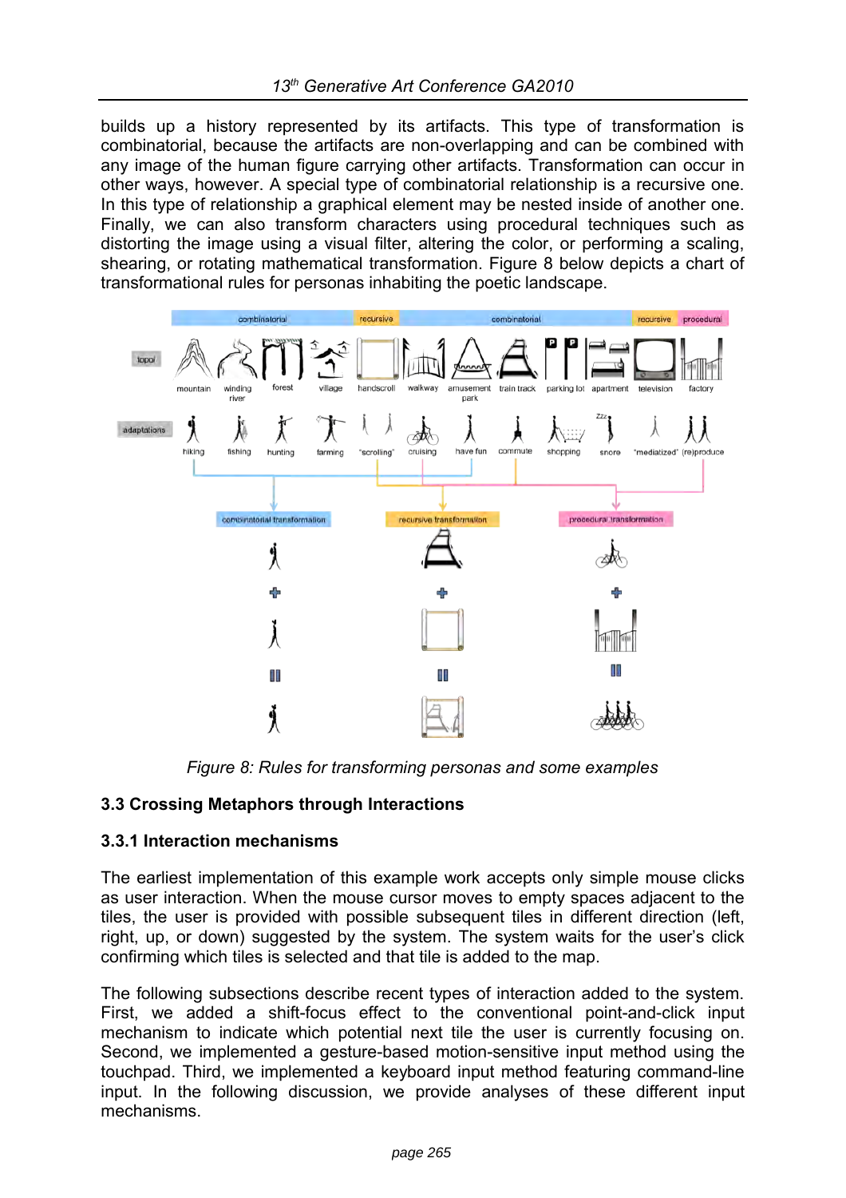builds up a history represented by its artifacts. This type of transformation is combinatorial, because the artifacts are non-overlapping and can be combined with any image of the human figure carrying other artifacts. Transformation can occur in other ways, however. A special type of combinatorial relationship is a recursive one. In this type of relationship a graphical element may be nested inside of another one. Finally, we can also transform characters using procedural techniques such as distorting the image using a visual filter, altering the color, or performing a scaling, shearing, or rotating mathematical transformation. Figure 8 below depicts a chart of transformational rules for personas inhabiting the poetic landscape.

*Figure 8: Rules for transforming personas and some examples*

### 3.3 Crossing Metaphors through Interactions

#### 3.3.1 Interaction mechanisms

The earliest implementation of this example work accepts only simple mouse clicks as user interaction. When the mouse cursor moves to empty spaces adjacent to the tiles, the user is provided with possible subsequent tiles in different direction (left, right, up, or down) suggested by the system. The system waits for the user's click confirming which tiles is selected and that tile is added to the map.

The following subsections describe recent types of interaction added to the system. First, we added a shift-focus effect to the conventional point-and-click input mechanism to indicate which potential next tile the user is currently focusing on. Second, we implemented a gesture-based motion-sensitive input method using the touchpad. Third, we implemented a keyboard input method featuring command-line input. In the following discussion, we provide analyses of these different input mechanisms.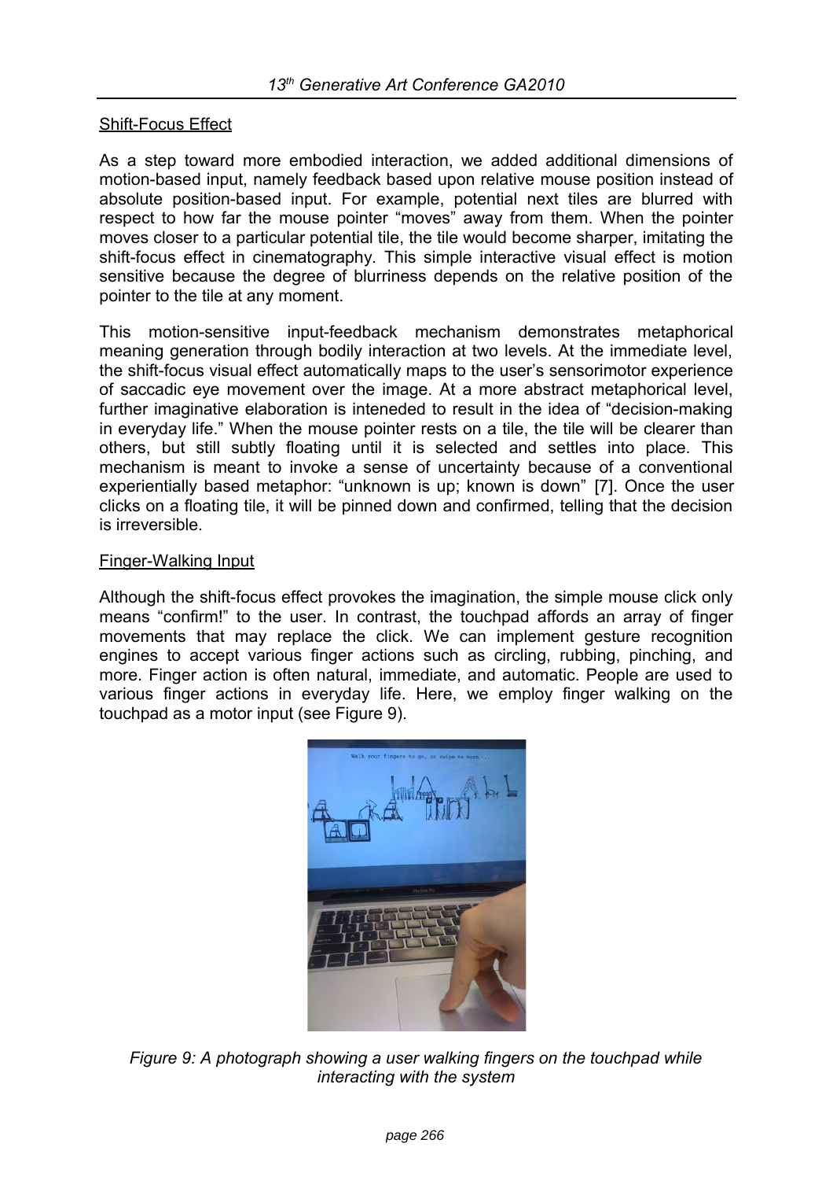Shift-Focus Effect

As a step toward more embodied interaction, we added additional dimensions of motion-based input, namely feedback based upon relative mouse position instead of absolute position-based input. For example, potential next tiles are blurred with respect to how far the mouse pointer "moves" away from them. When the pointer moves closer to a particular potential tile, the tile would become sharper, imitating the shift-focus effect in cinematography. This simple interactive visual effect is motion sensitive because the degree of blurriness depends on the relative position of the pointer to the tile at any moment.

This motion-sensitive input-feedback mechanism demonstrates metaphorical meaning generation through bodily interaction at two levels. At the immediate level, the shift-focus visual effect automatically maps to the user's sensorimotor experience of saccadic eye movement over the image. At a more abstract metaphorical level, further imaginative elaboration is inteneded to result in the idea of "decision-making in everyday life." When the mouse pointer rests on a tile, the tile will be clearer than others, but still subtly floating until it is selected and settles into place. This mechanism is meant to invoke a sense of uncertainty because of a conventional experientially based metaphor: "unknown is up; known is down" [7]. Once the user clicks on a floating tile, it will be pinned down and confirmed, telling that the decision is irreversible.

Finger-Walking Input

Although the shift-focus effect provokes the imagination, the simple mouse click only means "confirm!" to the user. In contrast, the touchpad affords an array of finger movements that may replace the click. We can implement gesture recognition engines to accept various finger actions such as circling, rubbing, pinching, and more. Finger action is often natural, immediate, and automatic. People are used to various finger actions in everyday life. Here, we employ finger walking on the touchpad as a motor input (see Figure 9).

*Figure 9: A photograph showing a user walking fingers on the touchpad while interacting with the system*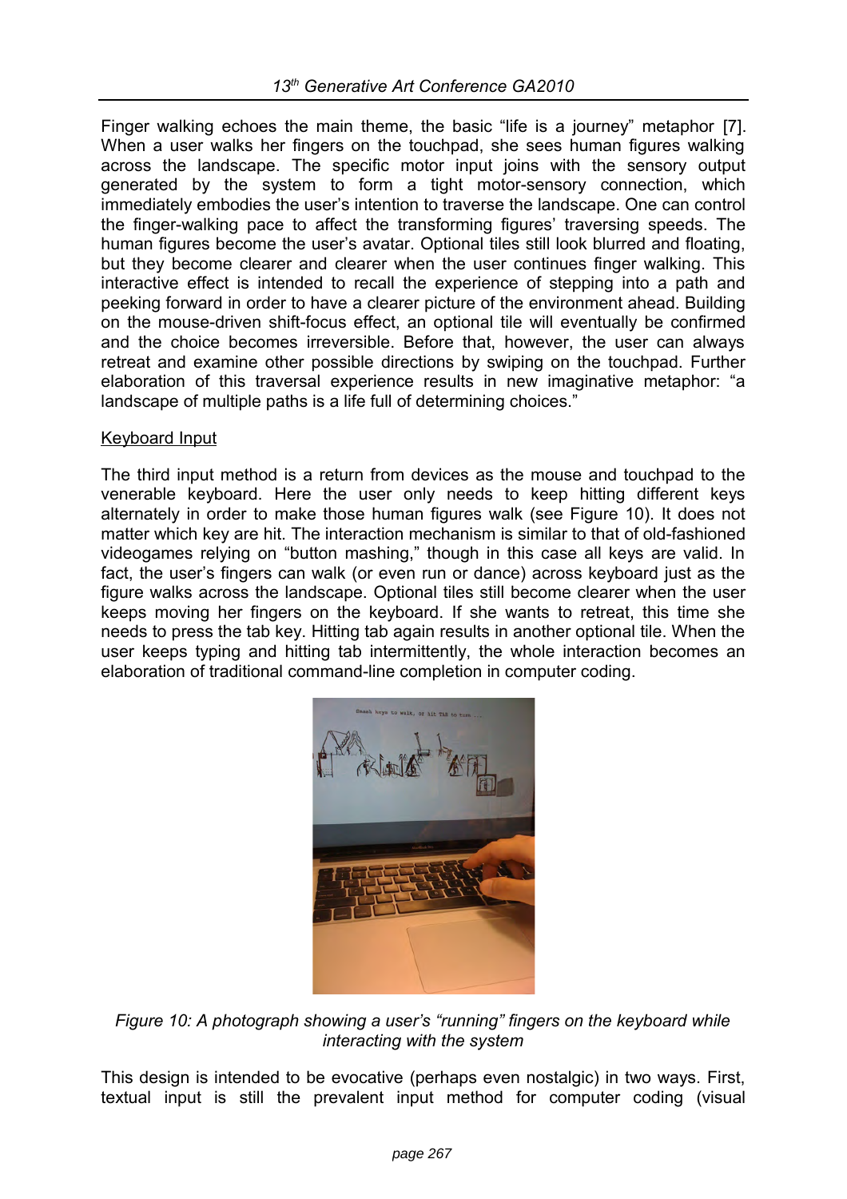Finger walking echoes the main theme, the basic “life is a journey” metaphor [7]. When a user walks her fingers on the touchpad, she sees human figures walking across the landscape. The specific motor input joins with the sensory output generated by the system to form a tight motor-sensory connection, which immediately embodies the user’s intention to traverse the landscape. One can control the finger-walking pace to affect the transforming figures’ traversing speeds. The human figures become the user’s avatar. Optional tiles still look blurred and floating, but they become clearer and clearer when the user continues finger walking. This interactive effect is intended to recall the experience of stepping into a path and peeking forward in order to have a clearer picture of the environment ahead. Building on the mouse-driven shift-focus effect, an optional tile will eventually be confirmed and the choice becomes irreversible. Before that, however, the user can always retreat and examine other possible directions by swiping on the touchpad. Further elaboration of this traversal experience results in new imaginative metaphor: “a landscape of multiple paths is a life full of determining choices.”

Keyboard Input

The third input method is a return from devices as the mouse and touchpad to the venerable keyboard. Here the user only needs to keep hitting different keys alternately in order to make those human figures walk (see Figure 10). It does not matter which key are hit. The interaction mechanism is similar to that of old-fashioned videogames relying on “button mashing,” though in this case all keys are valid. In fact, the user’s fingers can walk (or even run or dance) across keyboard just as the figure walks across the landscape. Optional tiles still become clearer when the user keeps moving her fingers on the keyboard. If she wants to retreat, this time she needs to press the tab key. Hitting tab again results in another optional tile. When the user keeps typing and hitting tab intermittently, the whole interaction becomes an elaboration of traditional command-line completion in computer coding.

*Figure 10: A photograph showing a user’s “running” fingers on the keyboard while interacting with the system*

This design is intended to be evocative (perhaps even nostalgic) in two ways. First, textual input is still the prevalent input method for computer coding (visual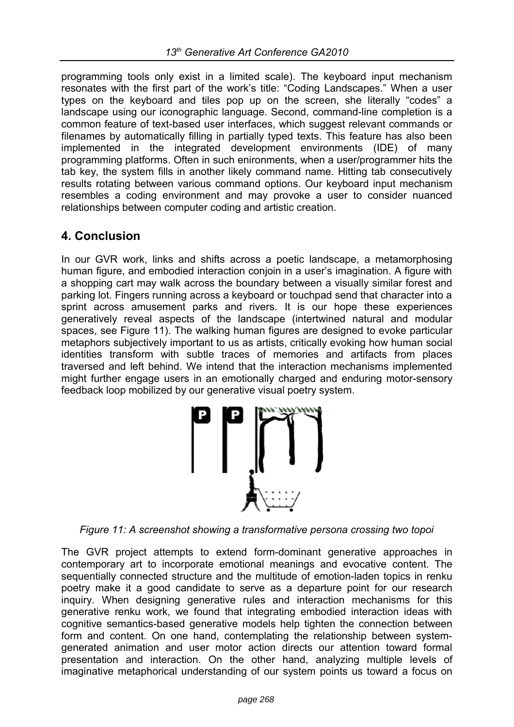programming tools only exist in a limited scale). The keyboard input mechanism resonates with the first part of the work's title: "Coding Landscapes." When a user types on the keyboard and tiles pop up on the screen, she literally "codes" a landscape using our iconographic language. Second, command-line completion is a common feature of text-based user interfaces, which suggest relevant commands or filenames by automatically filling in partially typed texts. This feature has also been implemented in the integrated development environments (IDE) of many programming platforms. Often in such enironments, when a user/programmer hits the tab key, the system fills in another likely command name. Hitting tab consecutively results rotating between various command options. Our keyboard input mechanism resembles a coding environment and may provoke a user to consider nuanced relationships between computer coding and artistic creation.

## 4. Conclusion

In our GVR work, links and shifts across a poetic landscape, a metamorphosing human figure, and embodied interaction conjoin in a user's imagination. A figure with a shopping cart may walk across the boundary between a visually similar forest and parking lot. Fingers running across a keyboard or touchpad send that character into a sprint across amusement parks and rivers. It is our hope these experiences generatively reveal aspects of the landscape (intertwined natural and modular spaces, see Figure 11). The walking human figures are designed to evoke particular metaphors subjectively important to us as artists, critically evoking how human social identities transform with subtle traces of memories and artifacts from places traversed and left behind. We intend that the interaction mechanisms implemented might further engage users in an emotionally charged and enduring motor-sensory feedback loop mobilized by our generative visual poetry system.

*Figure 11: A screenshot showing a transformative persona crossing two topoi*

The GVR project attempts to extend form-dominant generative approaches in contemporary art to incorporate emotional meanings and evocative content. The sequentially connected structure and the multitude of emotion-laden topics in renku poetry make it a good candidate to serve as a departure point for our research inquiry. When designing generative rules and interaction mechanisms for this generative renku work, we found that integrating embodied interaction ideas with cognitive semantics-based generative models help tighten the connection between form and content. On one hand, contemplating the relationship between system-generated animation and user motor action directs our attention toward formal presentation and interaction. On the other hand, analyzing multiple levels of imaginative metaphorical understanding of our system points us toward a focus on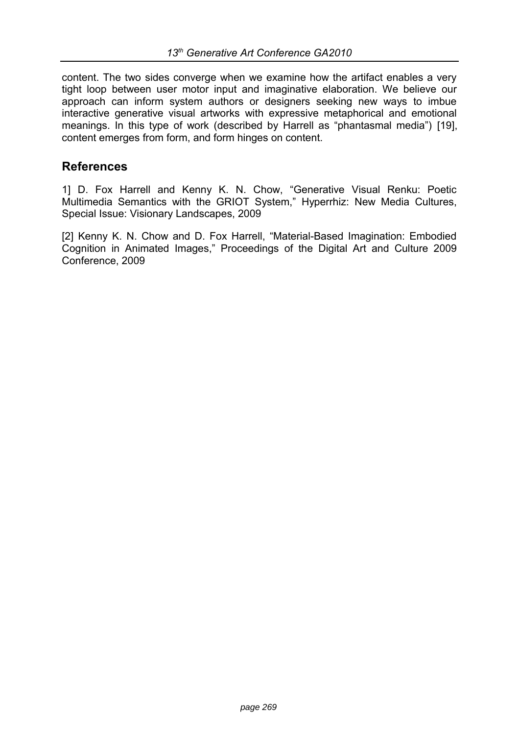content. The two sides converge when we examine how the artifact enables a very tight loop between user motor input and imaginative elaboration. We believe our approach can inform system authors or designers seeking new ways to imbue interactive generative visual artworks with expressive metaphorical and emotional meanings. In this type of work (described by Harrell as "phantasmal media") [19], content emerges from form, and form hinges on content.

## References

1] D. Fox Harrell and Kenny K. N. Chow, "Generative Visual Renku: Poetic Multimedia Semantics with the GRIOT System," Hyperrhiz: New Media Cultures, Special Issue: Visionary Landscapes, 2009

[2] Kenny K. N. Chow and D. Fox Harrell, "Material-Based Imagination: Embodied Cognition in Animated Images," Proceedings of the Digital Art and Culture 2009 Conference, 2009